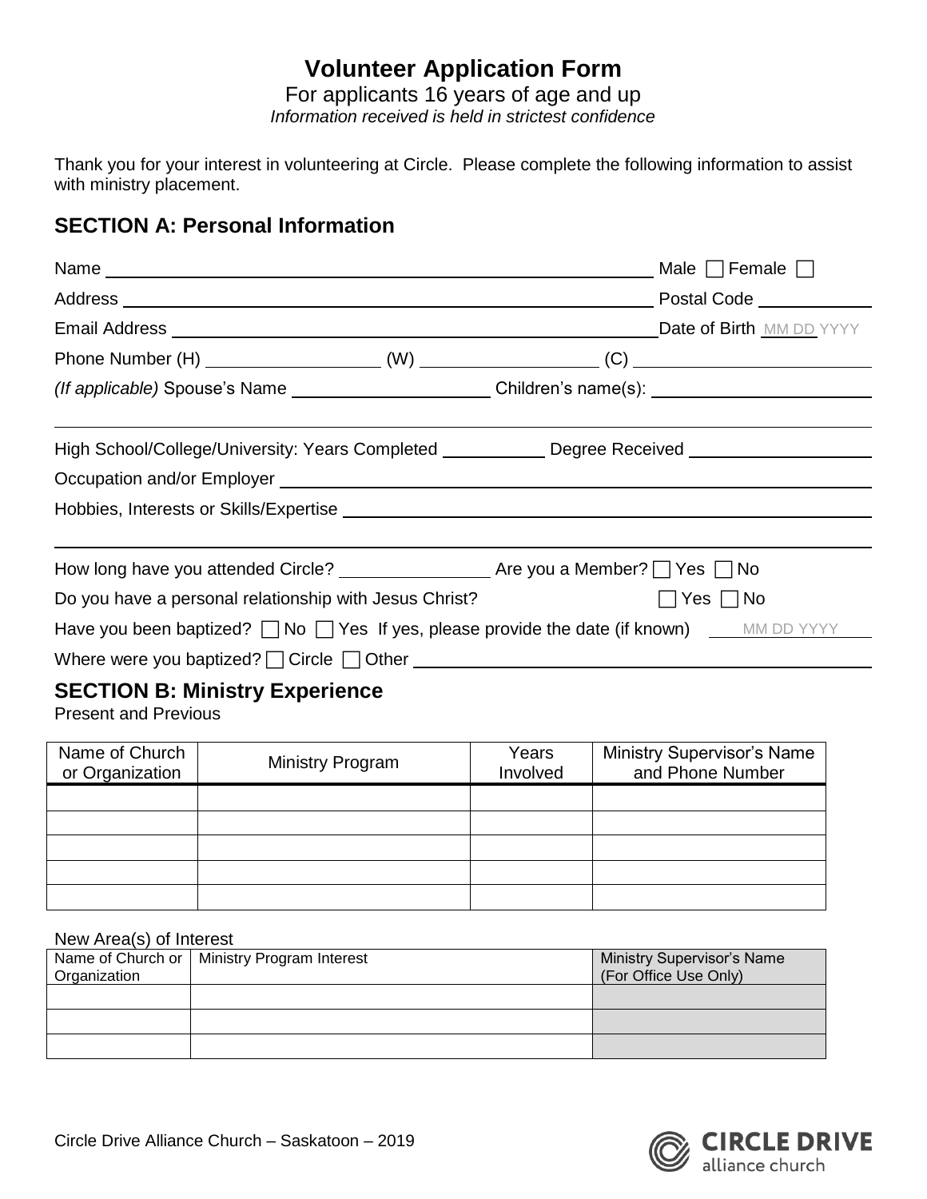# Volunteer Application Form

For applicants 16 years of age and up

*Information received is held in strictest confidence*

Thank you for your interest in volunteering at Circle. Please complete the following information to assist with ministry placement.

## SECTION A: Personal Information

Name ______________________________ Male ☐ Female ☐

Address ______________________________ Postal Code __________

Email Address ______________________________ Date of Birth MM DD YYYY

Phone Number (H) __________ (W) __________ (C) __________

*(If applicable)* Spouse's Name __________ Children's name(s): __________

High School/College/University: Years Completed __________ Degree Received __________

Occupation and/or Employer ______________________________

Hobbies, Interests or Skills/Expertise ______________________________

How long have you attended Circle? __________ Are you a Member? ☐ Yes ☐ No

Do you have a personal relationship with Jesus Christ? ☐ Yes ☐ No

Have you been baptized? ☐ No ☐ Yes If yes, please provide the date (if known) MM DD YYYY

Where were you baptized? ☐ Circle ☐ Other ______________________________

## SECTION B: Ministry Experience

Present and Previous

| Name of Church or Organization | Ministry Program | Years Involved | Ministry Supervisor's Name and Phone Number |
|---|---|---|---|
| | | | |
| | | | |
| | | | |
| | | | |
| | | | |

New Area(s) of Interest

| Name of Church or Organization | Ministry Program Interest | Ministry Supervisor's Name (For Office Use Only) |
|---|---|---|
| | | |
| | | |
| | | |

Circle Drive Alliance Church – Saskatoon – 2019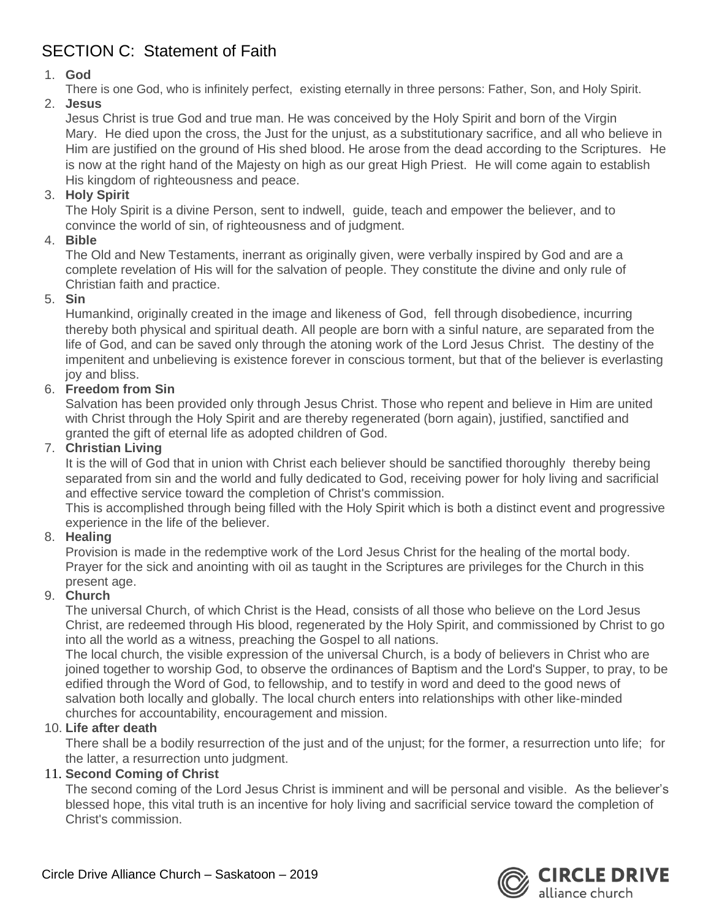## SECTION C: Statement of Faith

1. **God**
   There is one God, who is infinitely perfect, existing eternally in three persons: Father, Son, and Holy Spirit.
2. **Jesus**
   Jesus Christ is true God and true man. He was conceived by the Holy Spirit and born of the Virgin Mary. He died upon the cross, the Just for the unjust, as a substitutionary sacrifice, and all who believe in Him are justified on the ground of His shed blood. He arose from the dead according to the Scriptures. He is now at the right hand of the Majesty on high as our great High Priest. He will come again to establish His kingdom of righteousness and peace.
3. **Holy Spirit**
   The Holy Spirit is a divine Person, sent to indwell, guide, teach and empower the believer, and to convince the world of sin, of righteousness and of judgment.
4. **Bible**
   The Old and New Testaments, inerrant as originally given, were verbally inspired by God and are a complete revelation of His will for the salvation of people. They constitute the divine and only rule of Christian faith and practice.
5. **Sin**
   Humankind, originally created in the image and likeness of God, fell through disobedience, incurring thereby both physical and spiritual death. All people are born with a sinful nature, are separated from the life of God, and can be saved only through the atoning work of the Lord Jesus Christ. The destiny of the impenitent and unbelieving is existence forever in conscious torment, but that of the believer is everlasting joy and bliss.
6. **Freedom from Sin**
   Salvation has been provided only through Jesus Christ. Those who repent and believe in Him are united with Christ through the Holy Spirit and are thereby regenerated (born again), justified, sanctified and granted the gift of eternal life as adopted children of God.
7. **Christian Living**
   It is the will of God that in union with Christ each believer should be sanctified thoroughly thereby being separated from sin and the world and fully dedicated to God, receiving power for holy living and sacrificial and effective service toward the completion of Christ's commission.
   This is accomplished through being filled with the Holy Spirit which is both a distinct event and progressive experience in the life of the believer.
8. **Healing**
   Provision is made in the redemptive work of the Lord Jesus Christ for the healing of the mortal body. Prayer for the sick and anointing with oil as taught in the Scriptures are privileges for the Church in this present age.
9. **Church**
   The universal Church, of which Christ is the Head, consists of all those who believe on the Lord Jesus Christ, are redeemed through His blood, regenerated by the Holy Spirit, and commissioned by Christ to go into all the world as a witness, preaching the Gospel to all nations.
   The local church, the visible expression of the universal Church, is a body of believers in Christ who are joined together to worship God, to observe the ordinances of Baptism and the Lord's Supper, to pray, to be edified through the Word of God, to fellowship, and to testify in word and deed to the good news of salvation both locally and globally. The local church enters into relationships with other like-minded churches for accountability, encouragement and mission.
10. **Life after death**
    There shall be a bodily resurrection of the just and of the unjust; for the former, a resurrection unto life; for the latter, a resurrection unto judgment.
11. **Second Coming of Christ**
    The second coming of the Lord Jesus Christ is imminent and will be personal and visible. As the believer's blessed hope, this vital truth is an incentive for holy living and sacrificial service toward the completion of Christ's commission.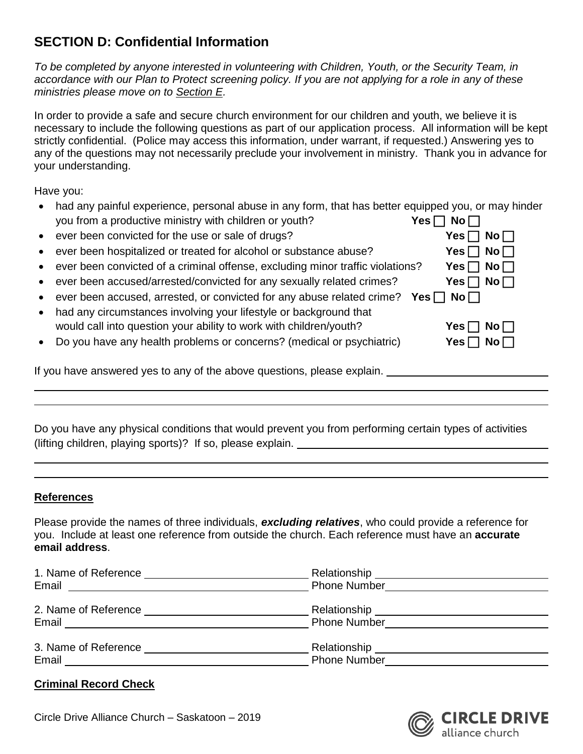## SECTION D: Confidential Information

*To be completed by anyone interested in volunteering with Children, Youth, or the Security Team, in accordance with our Plan to Protect screening policy. If you are not applying for a role in any of these ministries please move on to Section E.*

In order to provide a safe and secure church environment for our children and youth, we believe it is necessary to include the following questions as part of our application process. All information will be kept strictly confidential. (Police may access this information, under warrant, if requested.) Answering yes to any of the questions may not necessarily preclude your involvement in ministry. Thank you in advance for your understanding.

Have you:

- had any painful experience, personal abuse in any form, that has better equipped you, or may hinder you from a productive ministry with children or youth? **Yes** ☐ **No** ☐
- ever been convicted for the use or sale of drugs? **Yes** ☐ **No** ☐
- ever been hospitalized or treated for alcohol or substance abuse? **Yes** ☐ **No** ☐
- ever been convicted of a criminal offense, excluding minor traffic violations? **Yes** ☐ **No** ☐
- ever been accused/arrested/convicted for any sexually related crimes? **Yes** ☐ **No** ☐
- ever been accused, arrested, or convicted for any abuse related crime? **Yes** ☐ **No** ☐
- had any circumstances involving your lifestyle or background that would call into question your ability to work with children/youth? **Yes** ☐ **No** ☐
- Do you have any health problems or concerns? (medical or psychiatric) **Yes** ☐ **No** ☐

If you have answered yes to any of the above questions, please explain. ______________________________

__________________________________________________________________________________

__________________________________________________________________________________

Do you have any physical conditions that would prevent you from performing certain types of activities (lifting children, playing sports)? If so, please explain. ______________________________

__________________________________________________________________________________

__________________________________________________________________________________

**References**

Please provide the names of three individuals, ***excluding relatives***, who could provide a reference for you. Include at least one reference from outside the church. Each reference must have an **accurate email address**.

1. Name of Reference ______________________ Relationship ______________________
Email ______________________ Phone Number ______________________

2. Name of Reference ______________________ Relationship ______________________
Email ______________________ Phone Number ______________________

3. Name of Reference ______________________ Relationship ______________________
Email ______________________ Phone Number ______________________

**Criminal Record Check**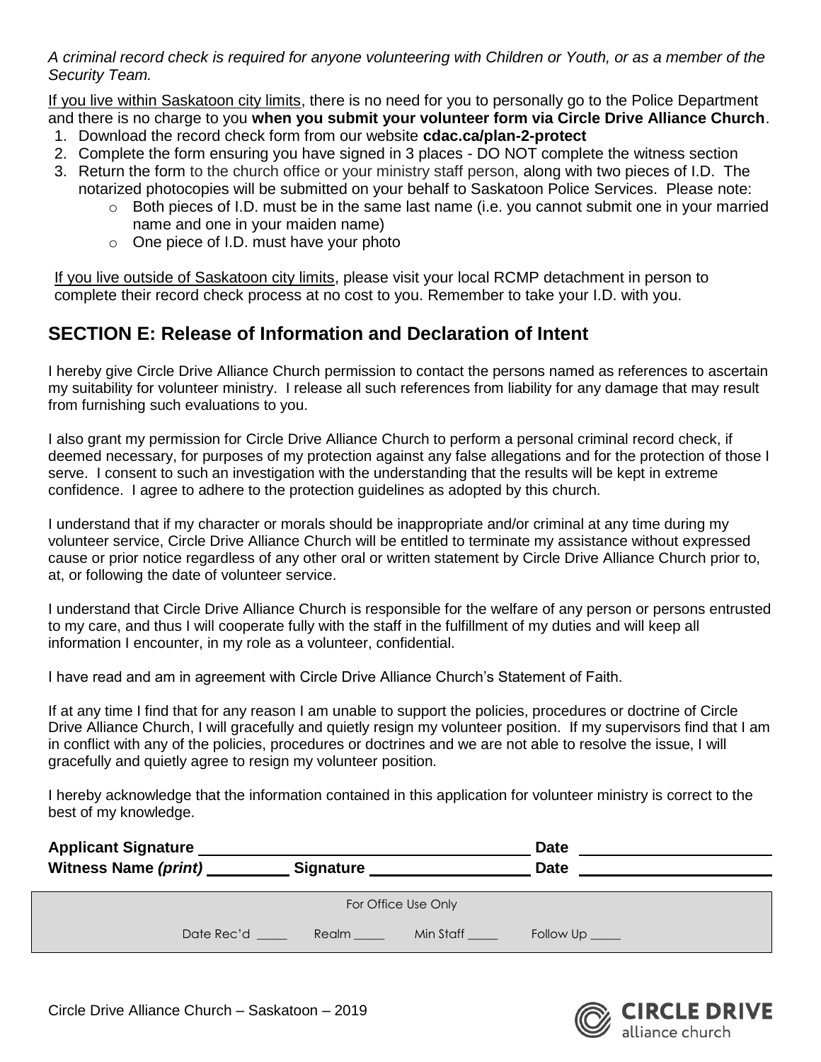*A criminal record check is required for anyone volunteering with Children or Youth, or as a member of the Security Team.*

If you live within Saskatoon city limits, there is no need for you to personally go to the Police Department and there is no charge to you **when you submit your volunteer form via Circle Drive Alliance Church**.

1. Download the record check form from our website **cdac.ca/plan-2-protect**
2. Complete the form ensuring you have signed in 3 places - DO NOT complete the witness section
3. Return the form to the church office or your ministry staff person, along with two pieces of I.D. The notarized photocopies will be submitted on your behalf to Saskatoon Police Services. Please note:
   - Both pieces of I.D. must be in the same last name (i.e. you cannot submit one in your married name and one in your maiden name)
   - One piece of I.D. must have your photo

If you live outside of Saskatoon city limits, please visit your local RCMP detachment in person to complete their record check process at no cost to you. Remember to take your I.D. with you.

## SECTION E: Release of Information and Declaration of Intent

I hereby give Circle Drive Alliance Church permission to contact the persons named as references to ascertain my suitability for volunteer ministry. I release all such references from liability for any damage that may result from furnishing such evaluations to you.

I also grant my permission for Circle Drive Alliance Church to perform a personal criminal record check, if deemed necessary, for purposes of my protection against any false allegations and for the protection of those I serve. I consent to such an investigation with the understanding that the results will be kept in extreme confidence. I agree to adhere to the protection guidelines as adopted by this church.

I understand that if my character or morals should be inappropriate and/or criminal at any time during my volunteer service, Circle Drive Alliance Church will be entitled to terminate my assistance without expressed cause or prior notice regardless of any other oral or written statement by Circle Drive Alliance Church prior to, at, or following the date of volunteer service.

I understand that Circle Drive Alliance Church is responsible for the welfare of any person or persons entrusted to my care, and thus I will cooperate fully with the staff in the fulfillment of my duties and will keep all information I encounter, in my role as a volunteer, confidential.

I have read and am in agreement with Circle Drive Alliance Church's Statement of Faith.

If at any time I find that for any reason I am unable to support the policies, procedures or doctrine of Circle Drive Alliance Church, I will gracefully and quietly resign my volunteer position. If my supervisors find that I am in conflict with any of the policies, procedures or doctrines and we are not able to resolve the issue, I will gracefully and quietly agree to resign my volunteer position.

I hereby acknowledge that the information contained in this application for volunteer ministry is correct to the best of my knowledge.

**Applicant Signature** ______________________________ **Date** ____________________

**Witness Name *(print)*** __________ **Signature** ____________________ **Date** ____________________

For Office Use Only

Date Rec'd _____ Realm _____ Min Staff _____ Follow Up _____

Circle Drive Alliance Church – Saskatoon – 2019

CIRCLE DRIVE alliance church